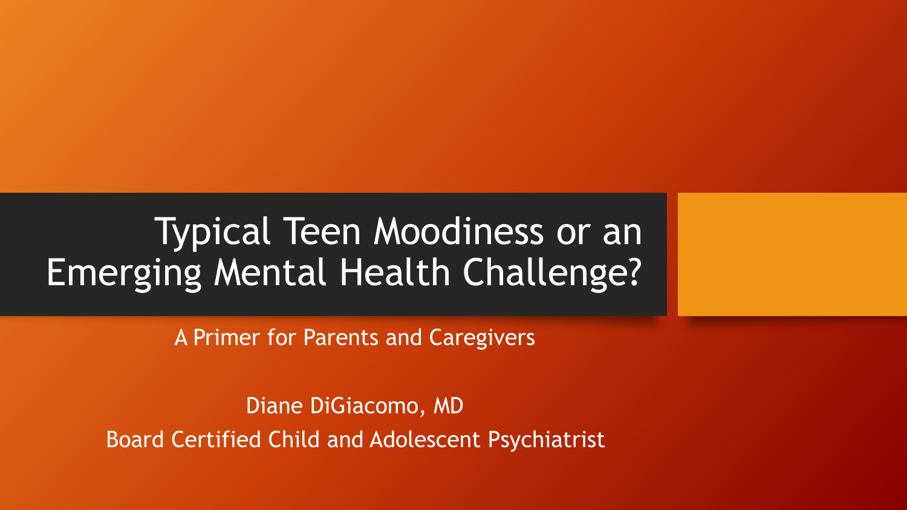# Typical Teen Moodiness or an Emerging Mental Health Challenge?

A Primer for Parents and Caregivers

Diane DiGiacomo, MD

Board Certified Child and Adolescent Psychiatrist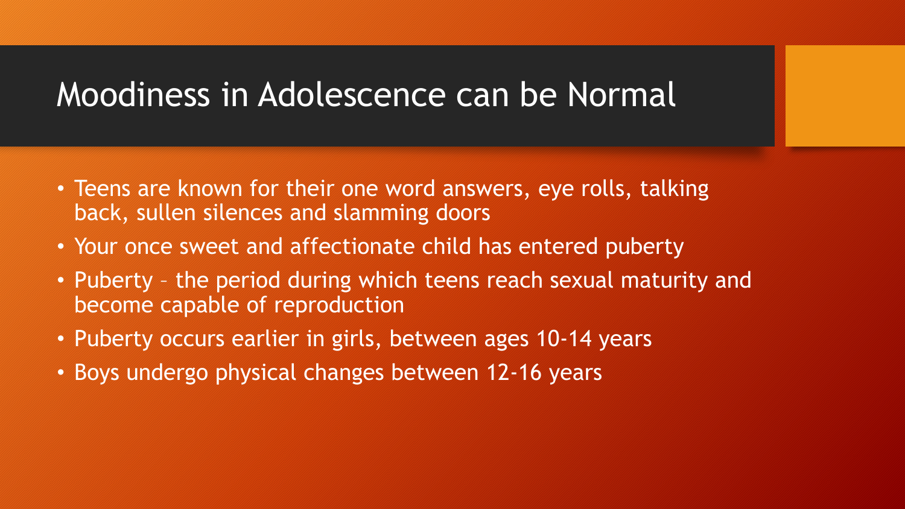# Moodiness in Adolescence can be Normal

- Teens are known for their one word answers, eye rolls, talking back, sullen silences and slamming doors
- Your once sweet and affectionate child has entered puberty
- Puberty – the period during which teens reach sexual maturity and become capable of reproduction
- Puberty occurs earlier in girls, between ages 10-14 years
- Boys undergo physical changes between 12-16 years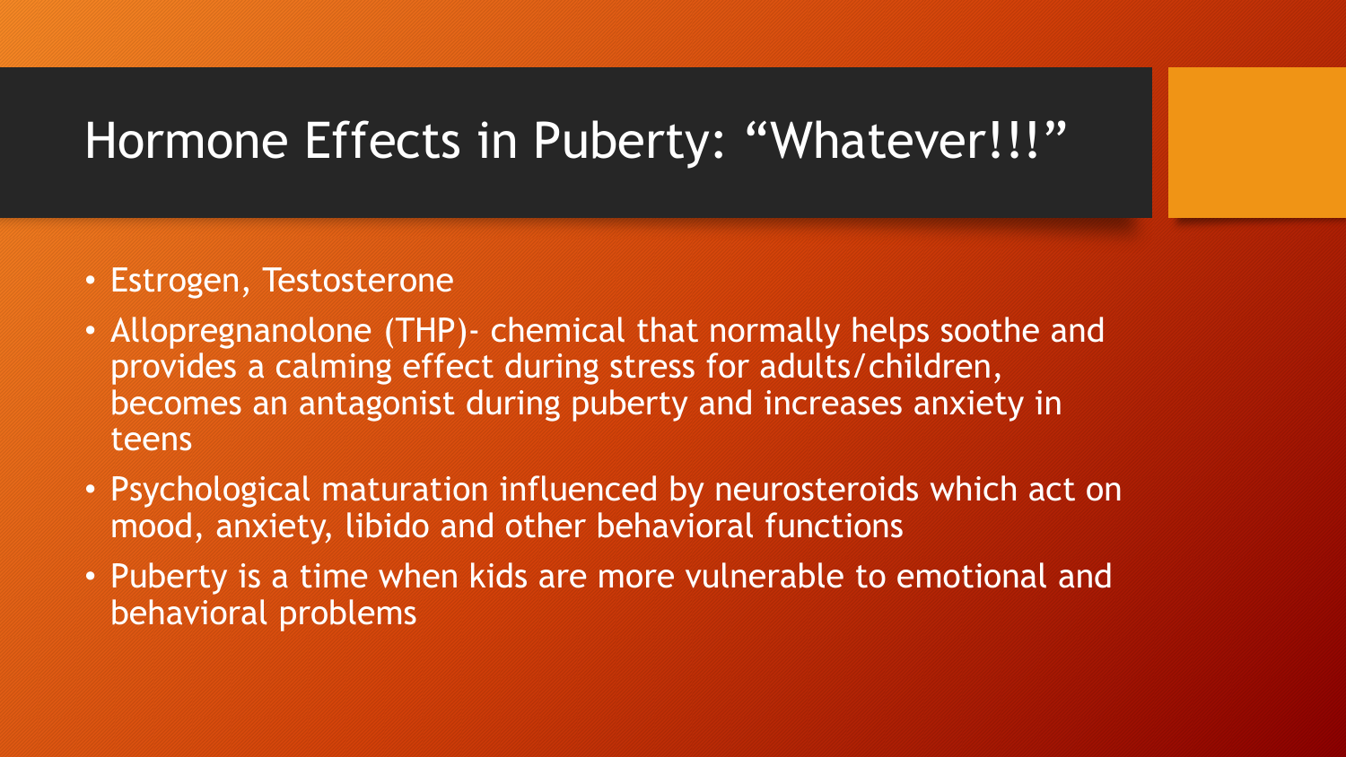# Hormone Effects in Puberty: “Whatever!!!”

- Estrogen, Testosterone
- Allopregnanolone (THP)- chemical that normally helps soothe and provides a calming effect during stress for adults/children, becomes an antagonist during puberty and increases anxiety in teens
- Psychological maturation influenced by neurosteroids which act on mood, anxiety, libido and other behavioral functions
- Puberty is a time when kids are more vulnerable to emotional and behavioral problems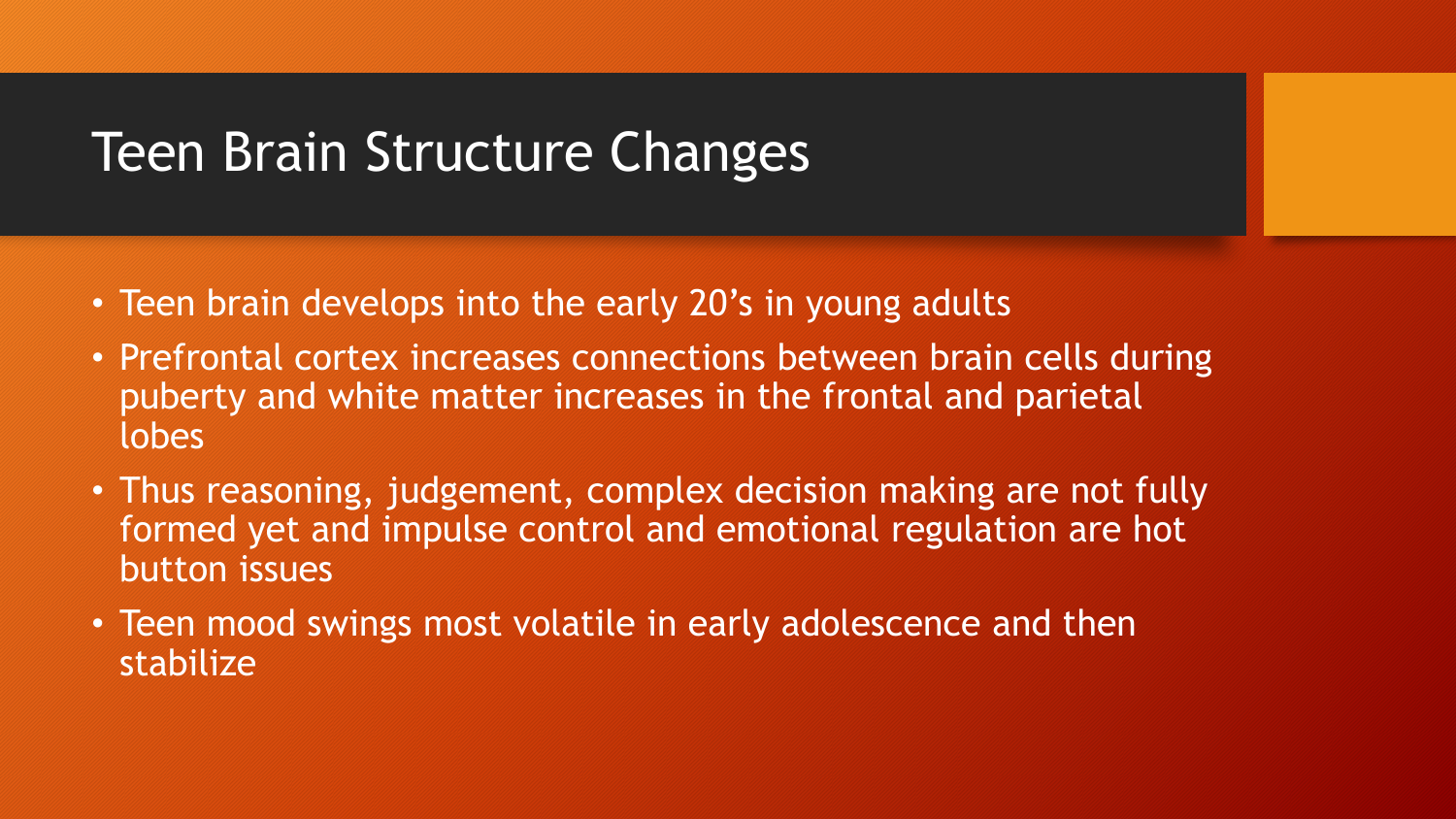# Teen Brain Structure Changes

- Teen brain develops into the early 20's in young adults
- Prefrontal cortex increases connections between brain cells during puberty and white matter increases in the frontal and parietal lobes
- Thus reasoning, judgement, complex decision making are not fully formed yet and impulse control and emotional regulation are hot button issues
- Teen mood swings most volatile in early adolescence and then stabilize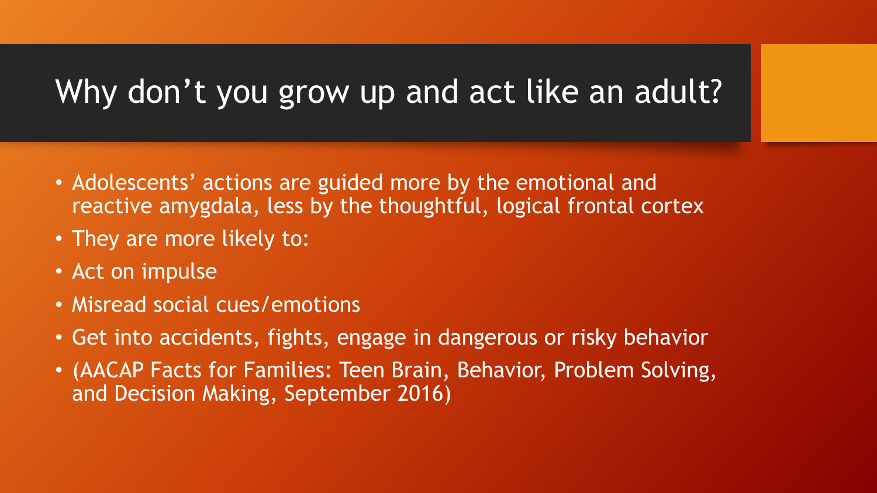# Why don’t you grow up and act like an adult?

- Adolescents’ actions are guided more by the emotional and reactive amygdala, less by the thoughtful, logical frontal cortex
- They are more likely to:
- Act on impulse
- Misread social cues/emotions
- Get into accidents, fights, engage in dangerous or risky behavior
- (AACAP Facts for Families: Teen Brain, Behavior, Problem Solving, and Decision Making, September 2016)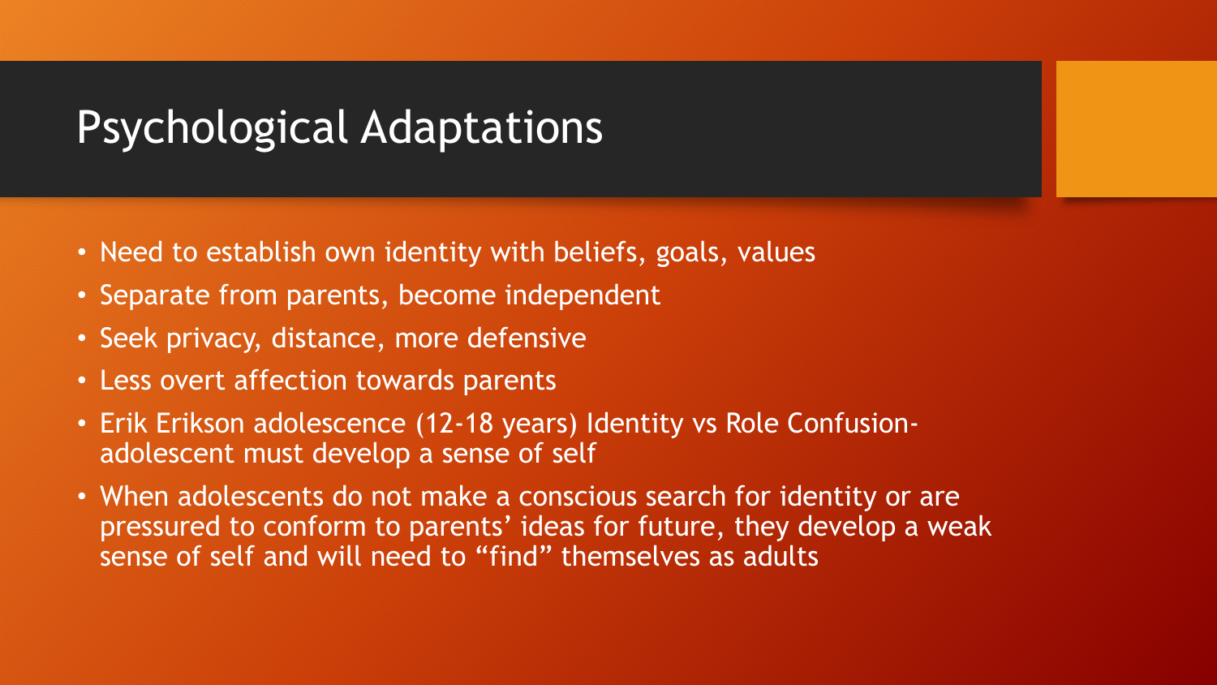# Psychological Adaptations

- Need to establish own identity with beliefs, goals, values
- Separate from parents, become independent
- Seek privacy, distance, more defensive
- Less overt affection towards parents
- Erik Erikson adolescence (12-18 years) Identity vs Role Confusion- adolescent must develop a sense of self
- When adolescents do not make a conscious search for identity or are pressured to conform to parents' ideas for future, they develop a weak sense of self and will need to "find" themselves as adults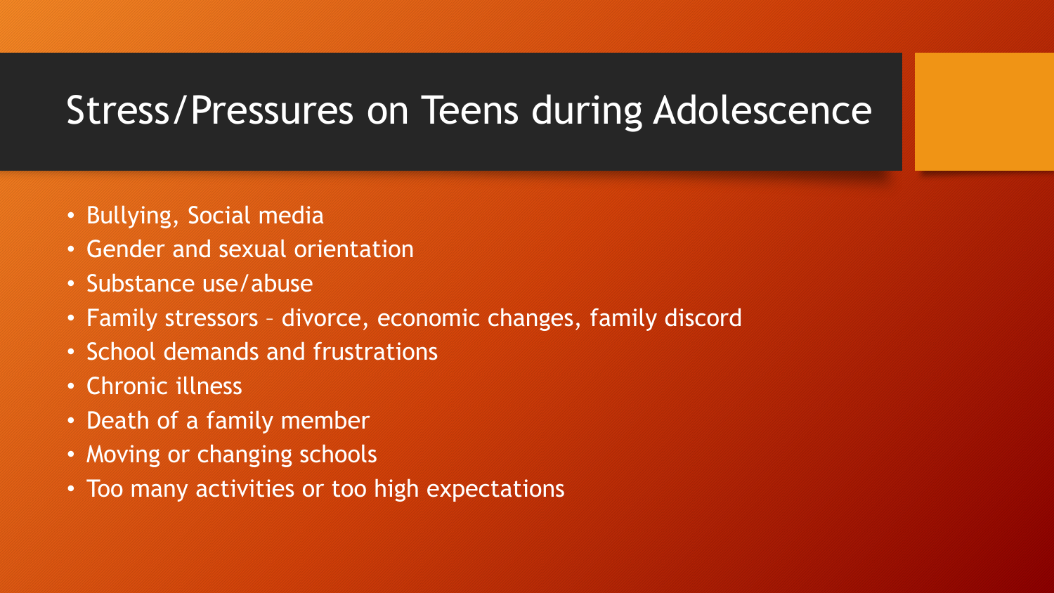# Stress/Pressures on Teens during Adolescence

- Bullying, Social media
- Gender and sexual orientation
- Substance use/abuse
- Family stressors – divorce, economic changes, family discord
- School demands and frustrations
- Chronic illness
- Death of a family member
- Moving or changing schools
- Too many activities or too high expectations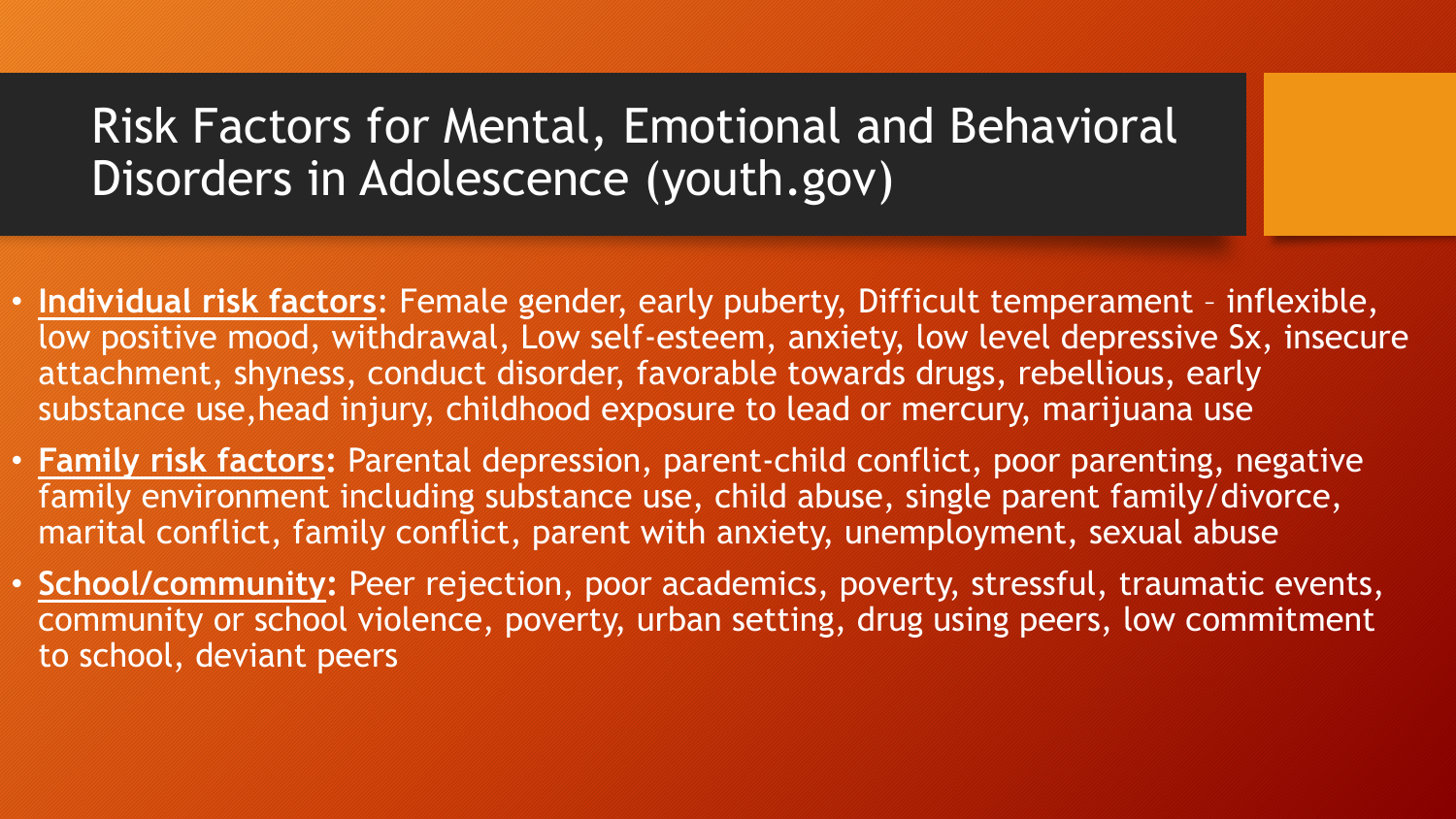# Risk Factors for Mental, Emotional and Behavioral Disorders in Adolescence (youth.gov)

- **Individual risk factors**: Female gender, early puberty, Difficult temperament – inflexible, low positive mood, withdrawal, Low self-esteem, anxiety, low level depressive Sx, insecure attachment, shyness, conduct disorder, favorable towards drugs, rebellious, early substance use,head injury, childhood exposure to lead or mercury, marijuana use
- **Family risk factors:** Parental depression, parent-child conflict, poor parenting, negative family environment including substance use, child abuse, single parent family/divorce, marital conflict, family conflict, parent with anxiety, unemployment, sexual abuse
- **School/community:** Peer rejection, poor academics, poverty, stressful, traumatic events, community or school violence, poverty, urban setting, drug using peers, low commitment to school, deviant peers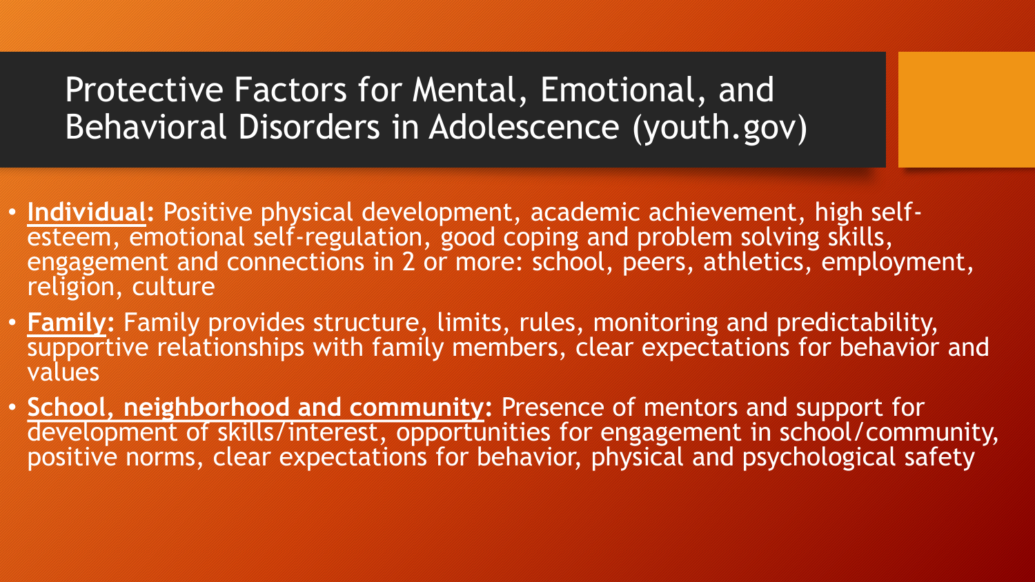# Protective Factors for Mental, Emotional, and Behavioral Disorders in Adolescence (youth.gov)

- **Individual:** Positive physical development, academic achievement, high self-esteem, emotional self-regulation, good coping and problem solving skills, engagement and connections in 2 or more: school, peers, athletics, employment, religion, culture
- **Family:** Family provides structure, limits, rules, monitoring and predictability, supportive relationships with family members, clear expectations for behavior and values
- **School, neighborhood and community:** Presence of mentors and support for development of skills/interest, opportunities for engagement in school/community, positive norms, clear expectations for behavior, physical and psychological safety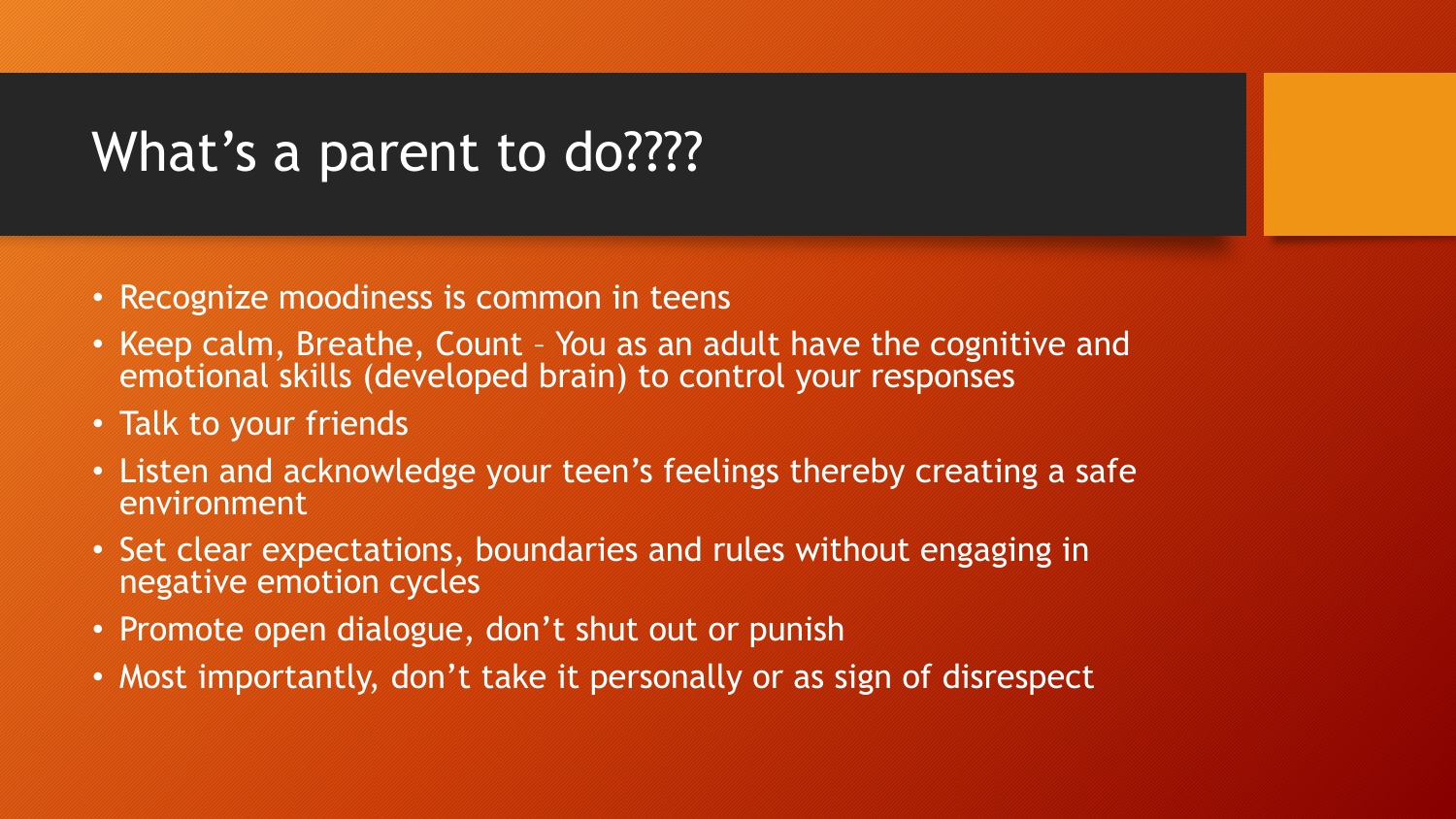# What’s a parent to do????

- Recognize moodiness is common in teens
- Keep calm, Breathe, Count – You as an adult have the cognitive and emotional skills (developed brain) to control your responses
- Talk to your friends
- Listen and acknowledge your teen’s feelings thereby creating a safe environment
- Set clear expectations, boundaries and rules without engaging in negative emotion cycles
- Promote open dialogue, don’t shut out or punish
- Most importantly, don’t take it personally or as sign of disrespect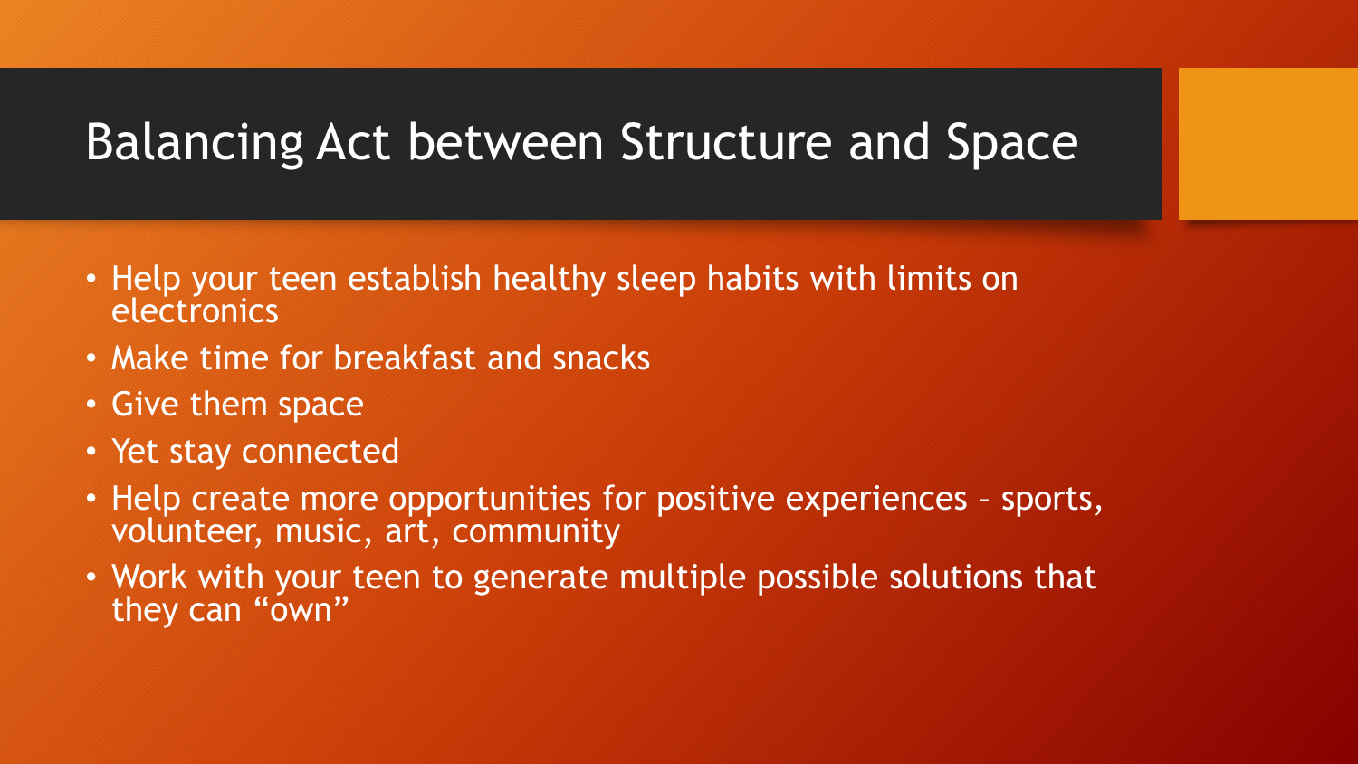# Balancing Act between Structure and Space

- Help your teen establish healthy sleep habits with limits on electronics
- Make time for breakfast and snacks
- Give them space
- Yet stay connected
- Help create more opportunities for positive experiences – sports, volunteer, music, art, community
- Work with your teen to generate multiple possible solutions that they can "own"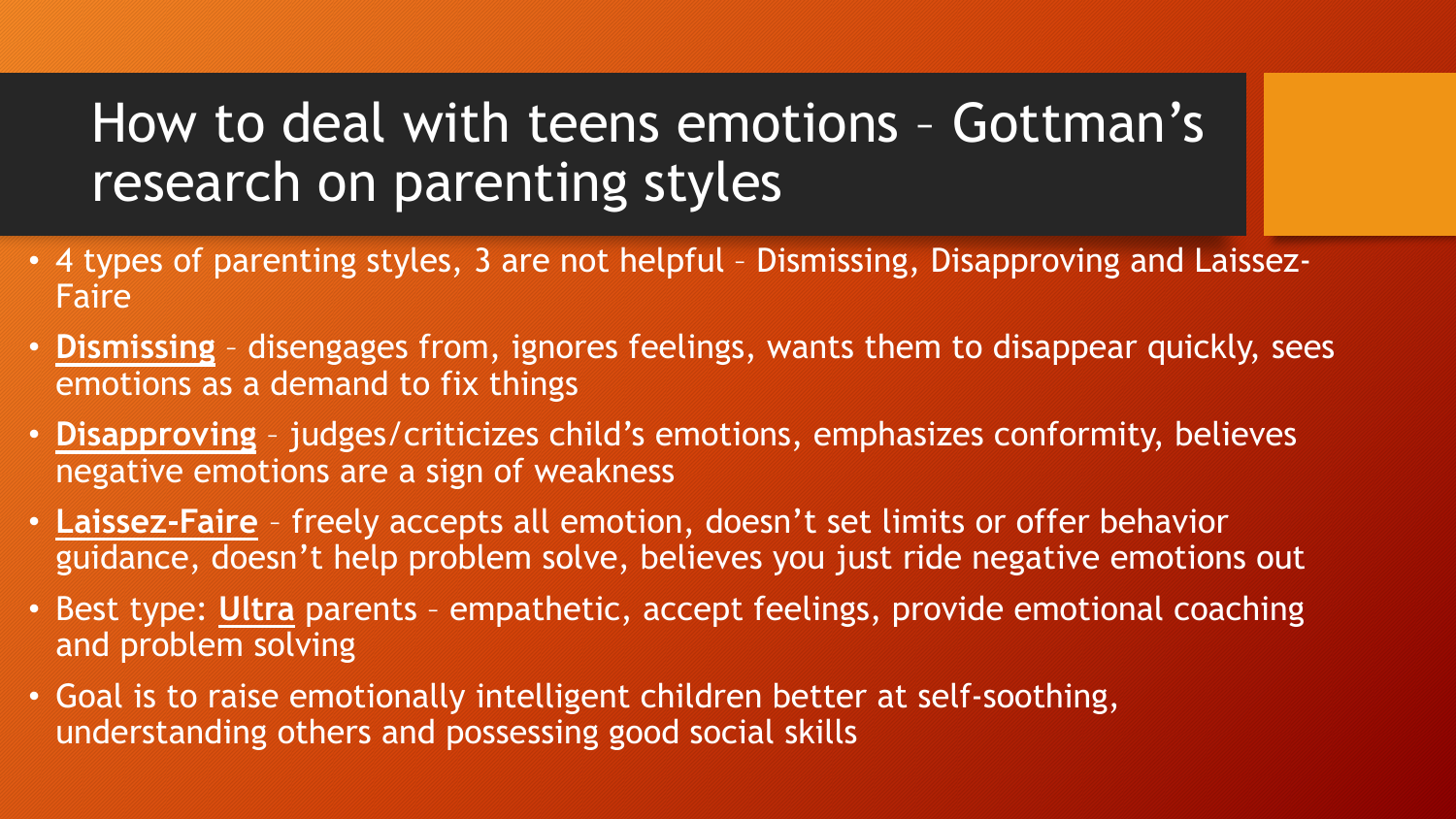# How to deal with teens emotions – Gottman's research on parenting styles

- 4 types of parenting styles, 3 are not helpful – Dismissing, Disapproving and Laissez-Faire
- **Dismissing** – disengages from, ignores feelings, wants them to disappear quickly, sees emotions as a demand to fix things
- **Disapproving** – judges/criticizes child's emotions, emphasizes conformity, believes negative emotions are a sign of weakness
- **Laissez-Faire** – freely accepts all emotion, doesn't set limits or offer behavior guidance, doesn't help problem solve, believes you just ride negative emotions out
- Best type: **Ultra** parents – empathetic, accept feelings, provide emotional coaching and problem solving
- Goal is to raise emotionally intelligent children better at self-soothing, understanding others and possessing good social skills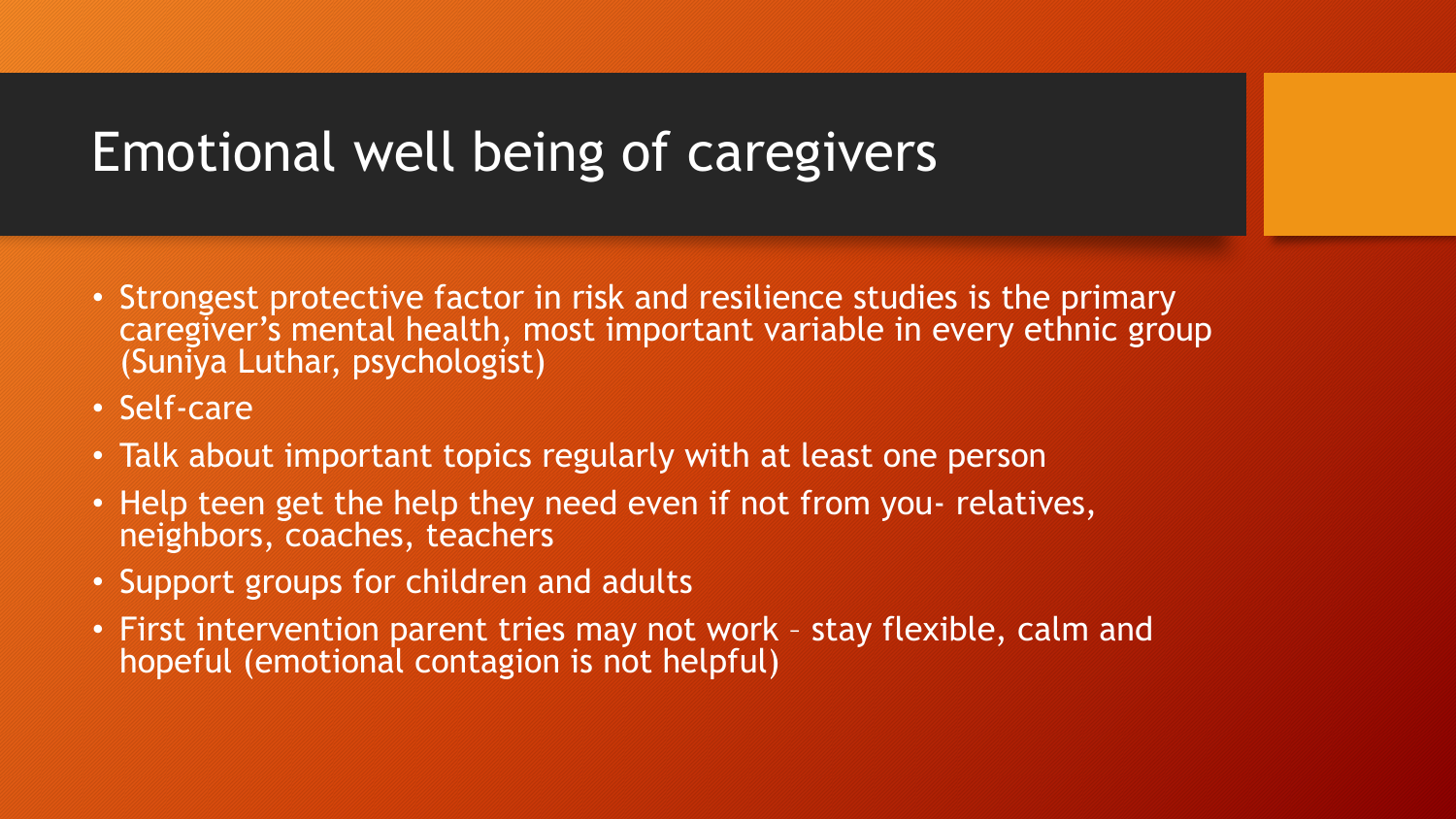# Emotional well being of caregivers

- Strongest protective factor in risk and resilience studies is the primary caregiver's mental health, most important variable in every ethnic group (Suniya Luthar, psychologist)
- Self-care
- Talk about important topics regularly with at least one person
- Help teen get the help they need even if not from you- relatives, neighbors, coaches, teachers
- Support groups for children and adults
- First intervention parent tries may not work – stay flexible, calm and hopeful (emotional contagion is not helpful)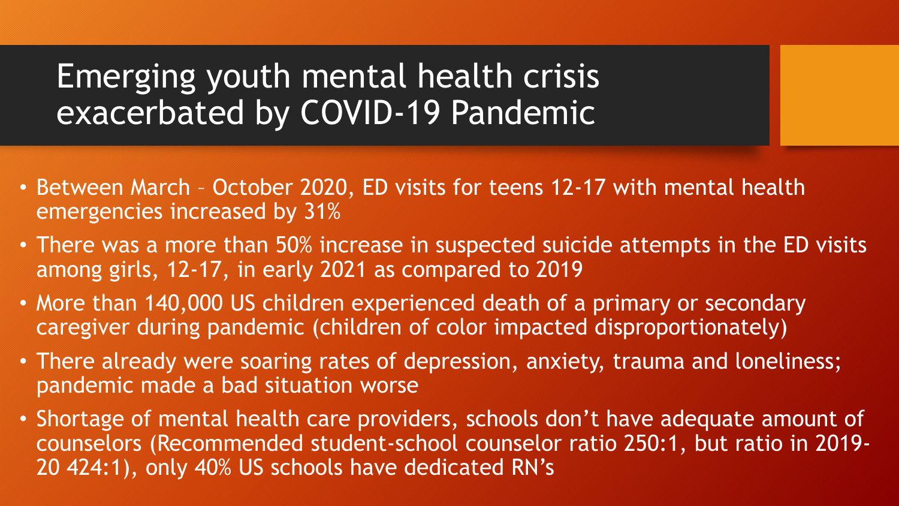# Emerging youth mental health crisis exacerbated by COVID-19 Pandemic

- Between March – October 2020, ED visits for teens 12-17 with mental health emergencies increased by 31%
- There was a more than 50% increase in suspected suicide attempts in the ED visits among girls, 12-17, in early 2021 as compared to 2019
- More than 140,000 US children experienced death of a primary or secondary caregiver during pandemic (children of color impacted disproportionately)
- There already were soaring rates of depression, anxiety, trauma and loneliness; pandemic made a bad situation worse
- Shortage of mental health care providers, schools don't have adequate amount of counselors (Recommended student-school counselor ratio 250:1, but ratio in 2019-20 424:1), only 40% US schools have dedicated RN's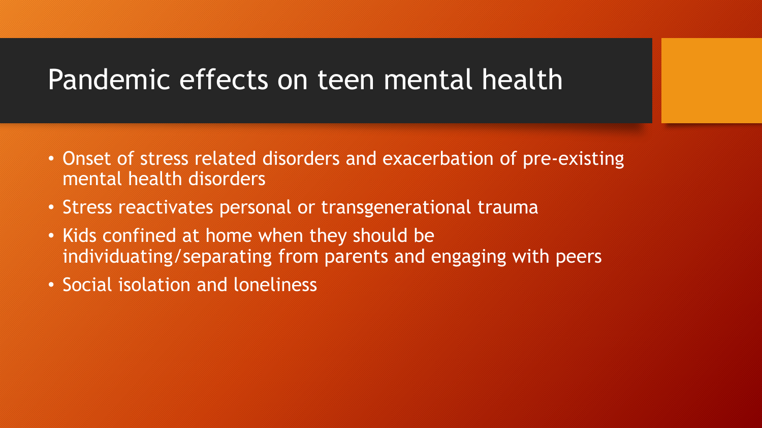# Pandemic effects on teen mental health

- Onset of stress related disorders and exacerbation of pre-existing mental health disorders
- Stress reactivates personal or transgenerational trauma
- Kids confined at home when they should be individuating/separating from parents and engaging with peers
- Social isolation and loneliness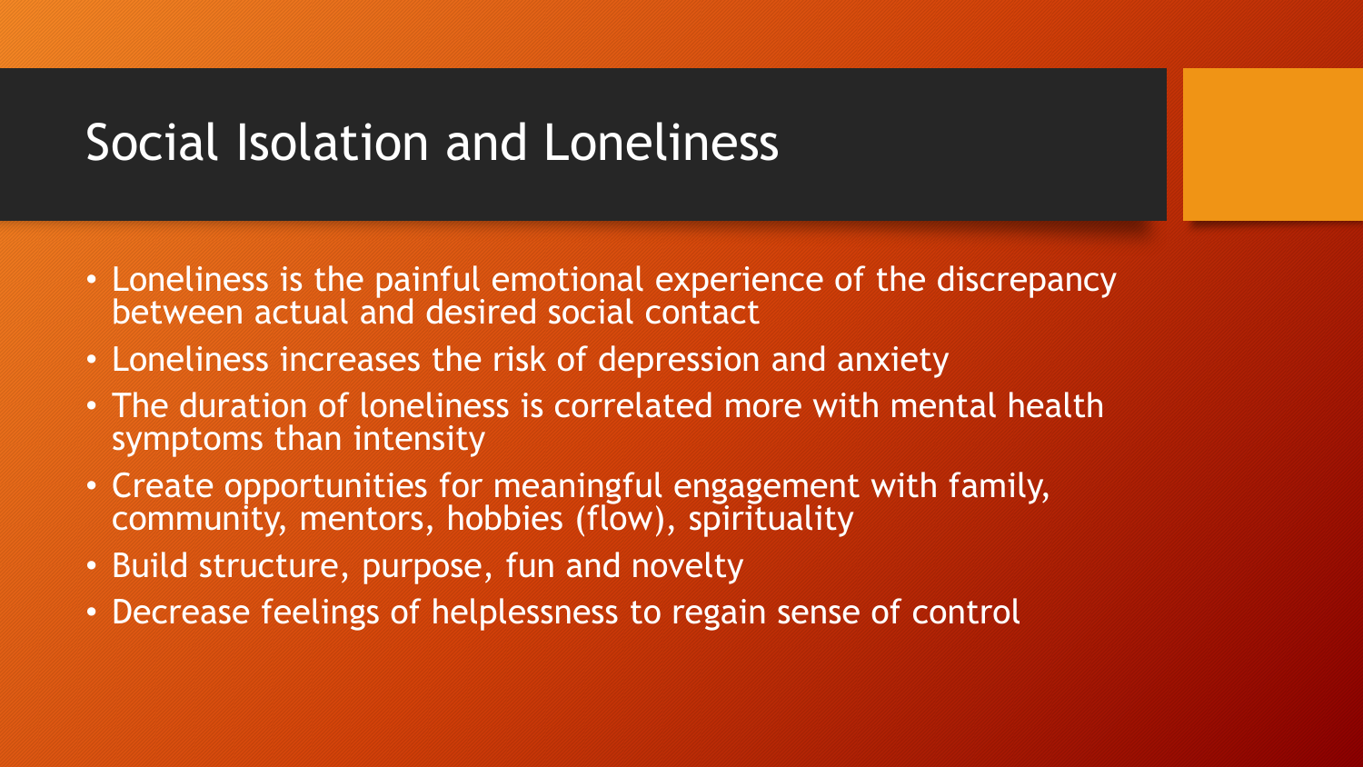# Social Isolation and Loneliness

- Loneliness is the painful emotional experience of the discrepancy between actual and desired social contact
- Loneliness increases the risk of depression and anxiety
- The duration of loneliness is correlated more with mental health symptoms than intensity
- Create opportunities for meaningful engagement with family, community, mentors, hobbies (flow), spirituality
- Build structure, purpose, fun and novelty
- Decrease feelings of helplessness to regain sense of control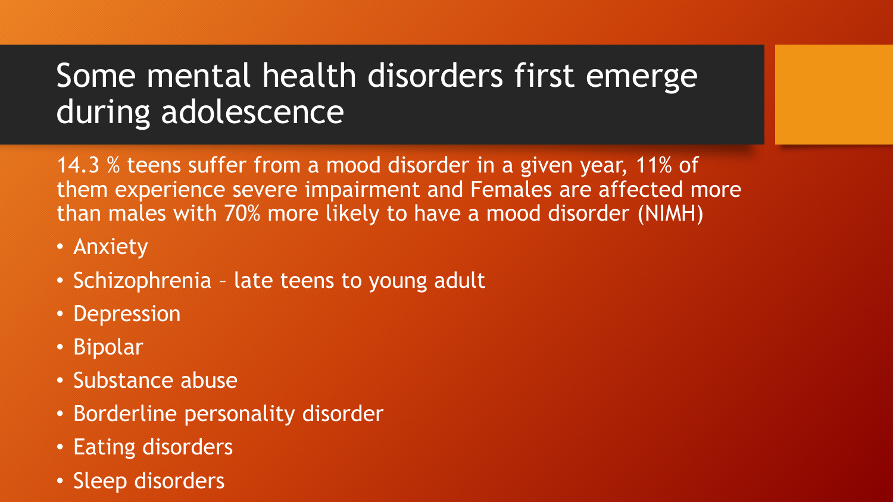# Some mental health disorders first emerge during adolescence

14.3 % teens suffer from a mood disorder in a given year, 11% of them experience severe impairment and Females are affected more than males with 70% more likely to have a mood disorder (NIMH)

- Anxiety
- Schizophrenia – late teens to young adult
- Depression
- Bipolar
- Substance abuse
- Borderline personality disorder
- Eating disorders
- Sleep disorders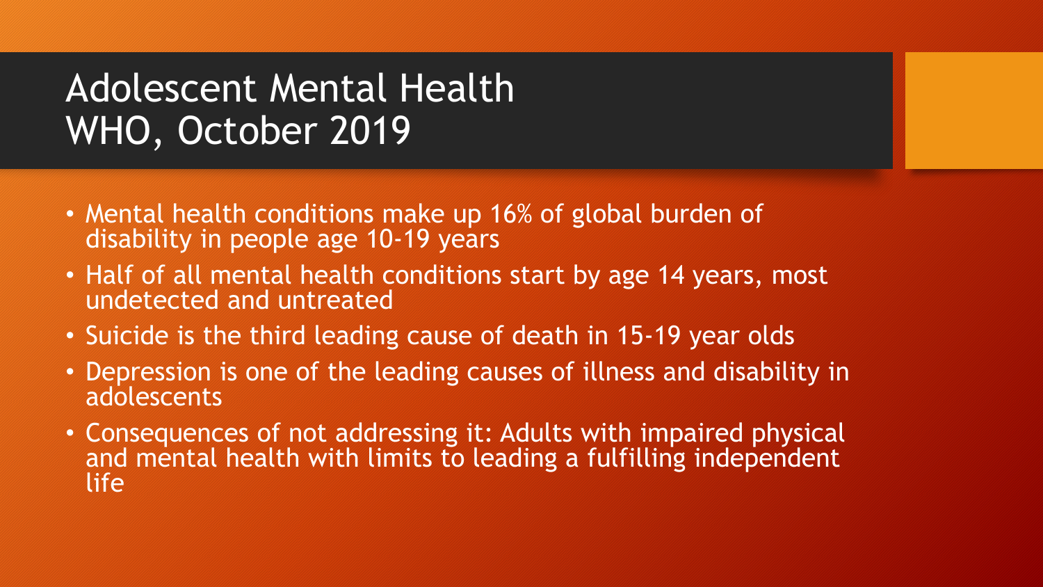# Adolescent Mental Health
# WHO, October 2019

- Mental health conditions make up 16% of global burden of disability in people age 10-19 years
- Half of all mental health conditions start by age 14 years, most undetected and untreated
- Suicide is the third leading cause of death in 15-19 year olds
- Depression is one of the leading causes of illness and disability in adolescents
- Consequences of not addressing it: Adults with impaired physical and mental health with limits to leading a fulfilling independent life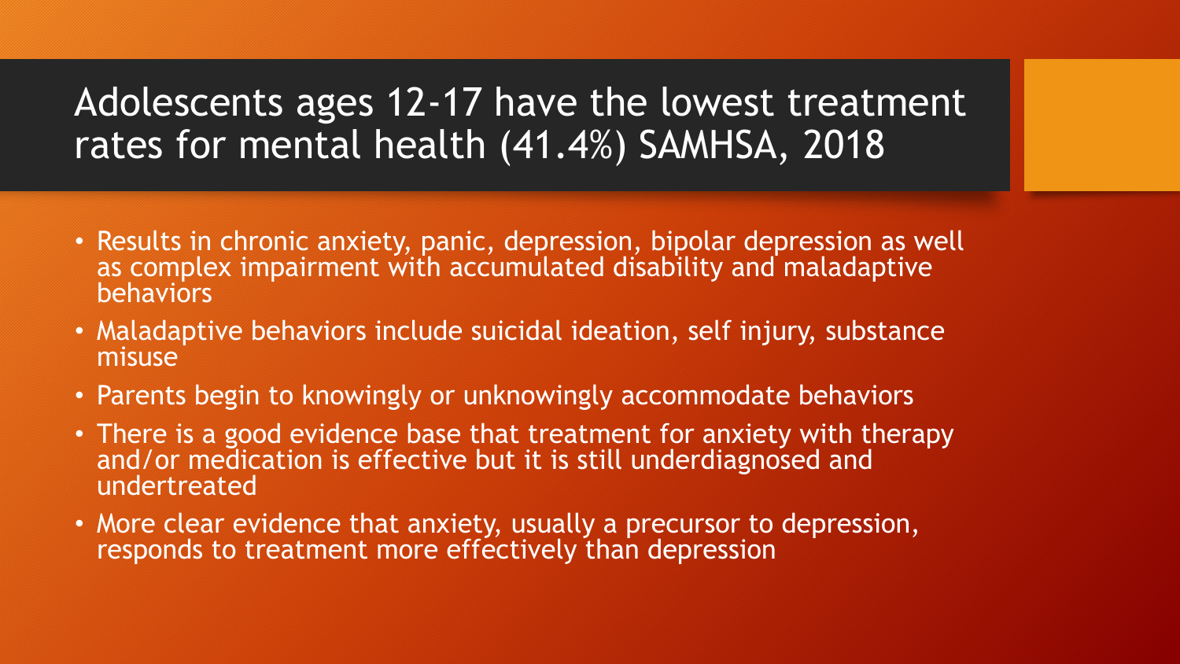# Adolescents ages 12-17 have the lowest treatment rates for mental health (41.4%) SAMHSA, 2018

- Results in chronic anxiety, panic, depression, bipolar depression as well as complex impairment with accumulated disability and maladaptive behaviors
- Maladaptive behaviors include suicidal ideation, self injury, substance misuse
- Parents begin to knowingly or unknowingly accommodate behaviors
- There is a good evidence base that treatment for anxiety with therapy and/or medication is effective but it is still underdiagnosed and undertreated
- More clear evidence that anxiety, usually a precursor to depression, responds to treatment more effectively than depression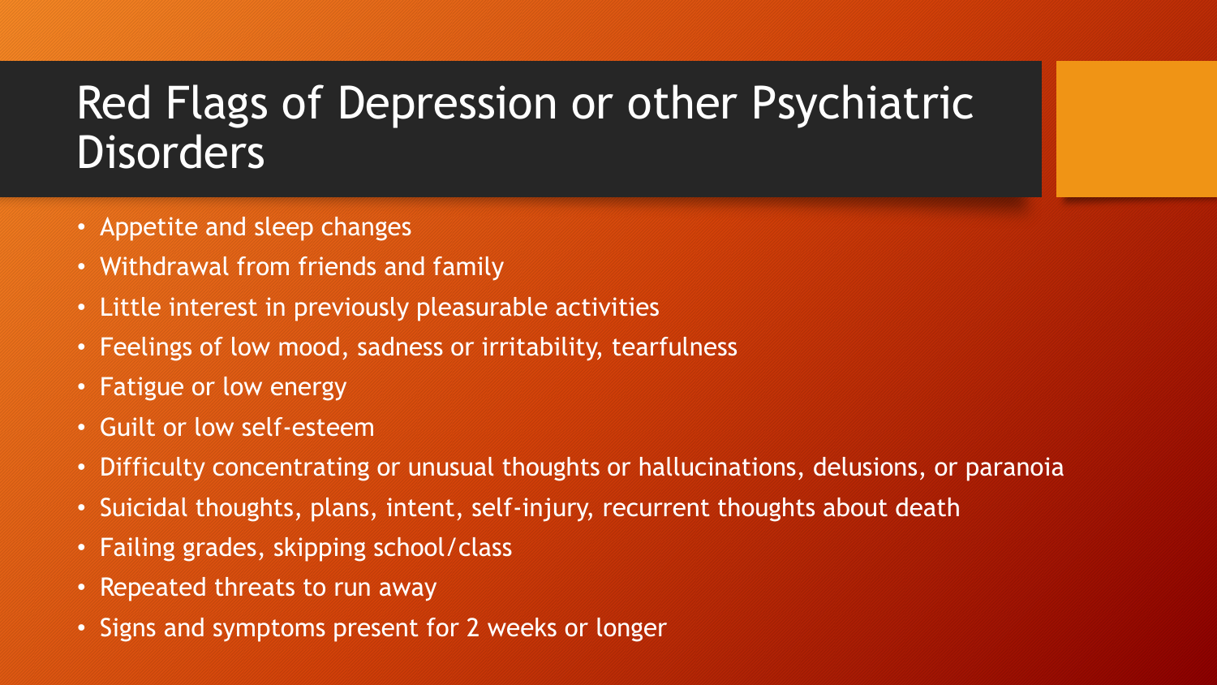# Red Flags of Depression or other Psychiatric Disorders

- Appetite and sleep changes
- Withdrawal from friends and family
- Little interest in previously pleasurable activities
- Feelings of low mood, sadness or irritability, tearfulness
- Fatigue or low energy
- Guilt or low self-esteem
- Difficulty concentrating or unusual thoughts or hallucinations, delusions, or paranoia
- Suicidal thoughts, plans, intent, self-injury, recurrent thoughts about death
- Failing grades, skipping school/class
- Repeated threats to run away
- Signs and symptoms present for 2 weeks or longer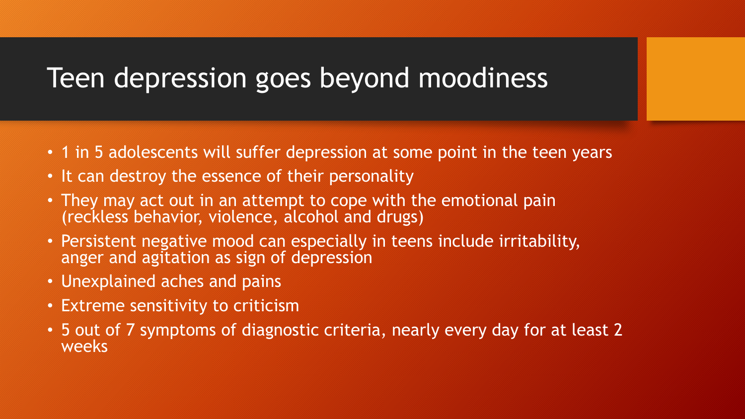# Teen depression goes beyond moodiness

- 1 in 5 adolescents will suffer depression at some point in the teen years
- It can destroy the essence of their personality
- They may act out in an attempt to cope with the emotional pain (reckless behavior, violence, alcohol and drugs)
- Persistent negative mood can especially in teens include irritability, anger and agitation as sign of depression
- Unexplained aches and pains
- Extreme sensitivity to criticism
- 5 out of 7 symptoms of diagnostic criteria, nearly every day for at least 2 weeks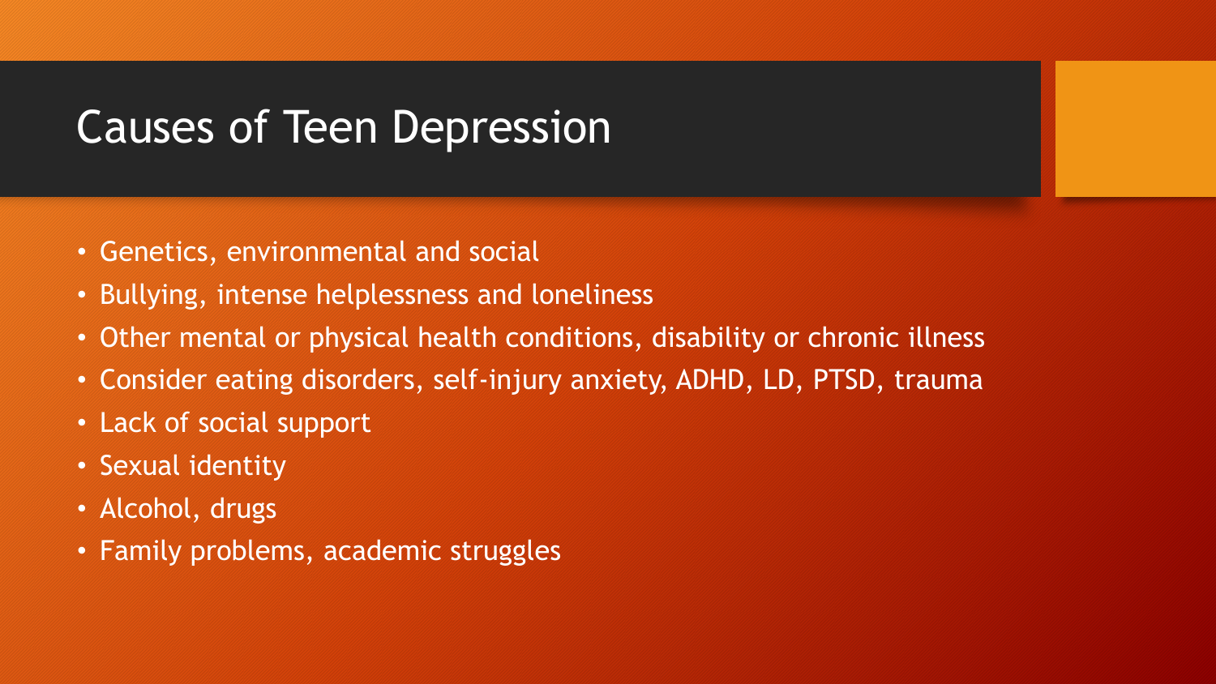# Causes of Teen Depression

- Genetics, environmental and social
- Bullying, intense helplessness and loneliness
- Other mental or physical health conditions, disability or chronic illness
- Consider eating disorders, self-injury anxiety, ADHD, LD, PTSD, trauma
- Lack of social support
- Sexual identity
- Alcohol, drugs
- Family problems, academic struggles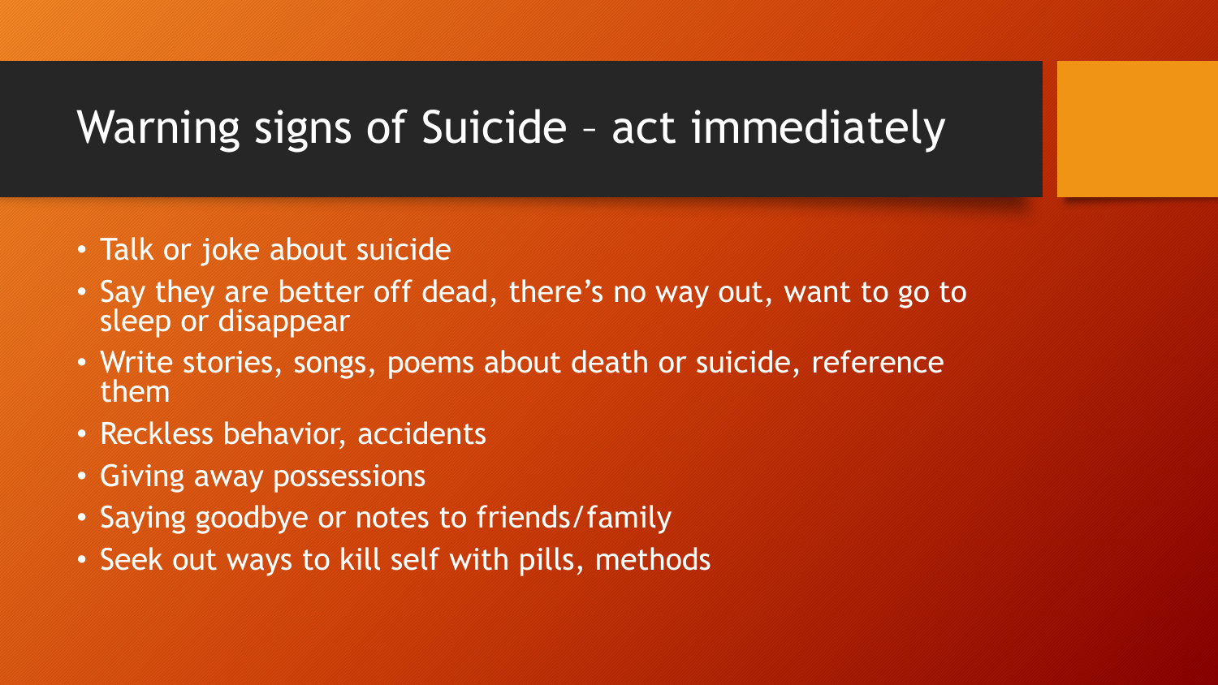# Warning signs of Suicide – act immediately

- Talk or joke about suicide
- Say they are better off dead, there's no way out, want to go to sleep or disappear
- Write stories, songs, poems about death or suicide, reference them
- Reckless behavior, accidents
- Giving away possessions
- Saying goodbye or notes to friends/family
- Seek out ways to kill self with pills, methods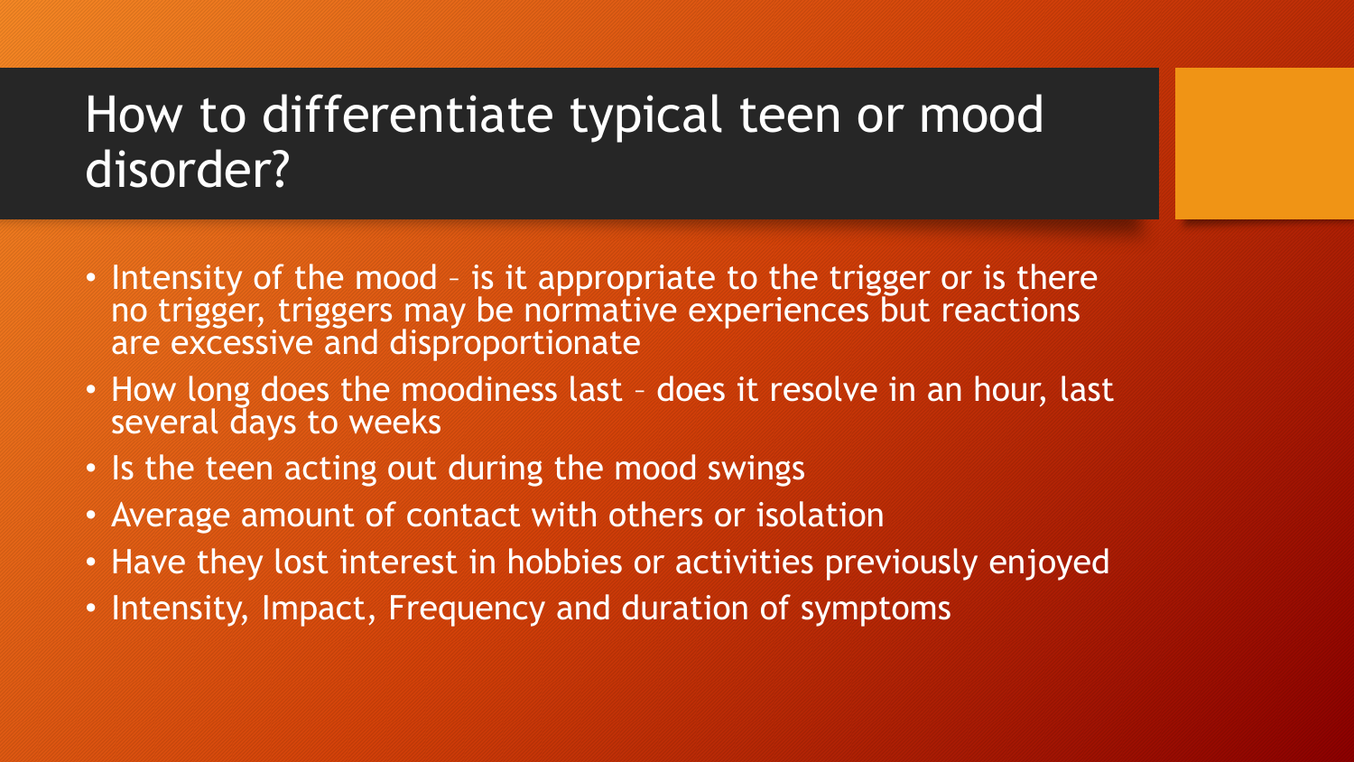# How to differentiate typical teen or mood disorder?

- Intensity of the mood – is it appropriate to the trigger or is there no trigger, triggers may be normative experiences but reactions are excessive and disproportionate
- How long does the moodiness last – does it resolve in an hour, last several days to weeks
- Is the teen acting out during the mood swings
- Average amount of contact with others or isolation
- Have they lost interest in hobbies or activities previously enjoyed
- Intensity, Impact, Frequency and duration of symptoms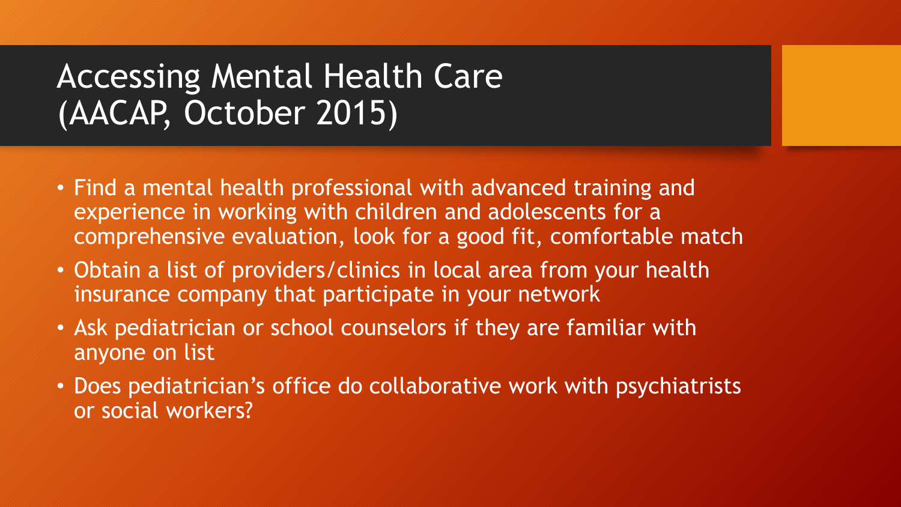# Accessing Mental Health Care (AACAP, October 2015)

- Find a mental health professional with advanced training and experience in working with children and adolescents for a comprehensive evaluation, look for a good fit, comfortable match
- Obtain a list of providers/clinics in local area from your health insurance company that participate in your network
- Ask pediatrician or school counselors if they are familiar with anyone on list
- Does pediatrician's office do collaborative work with psychiatrists or social workers?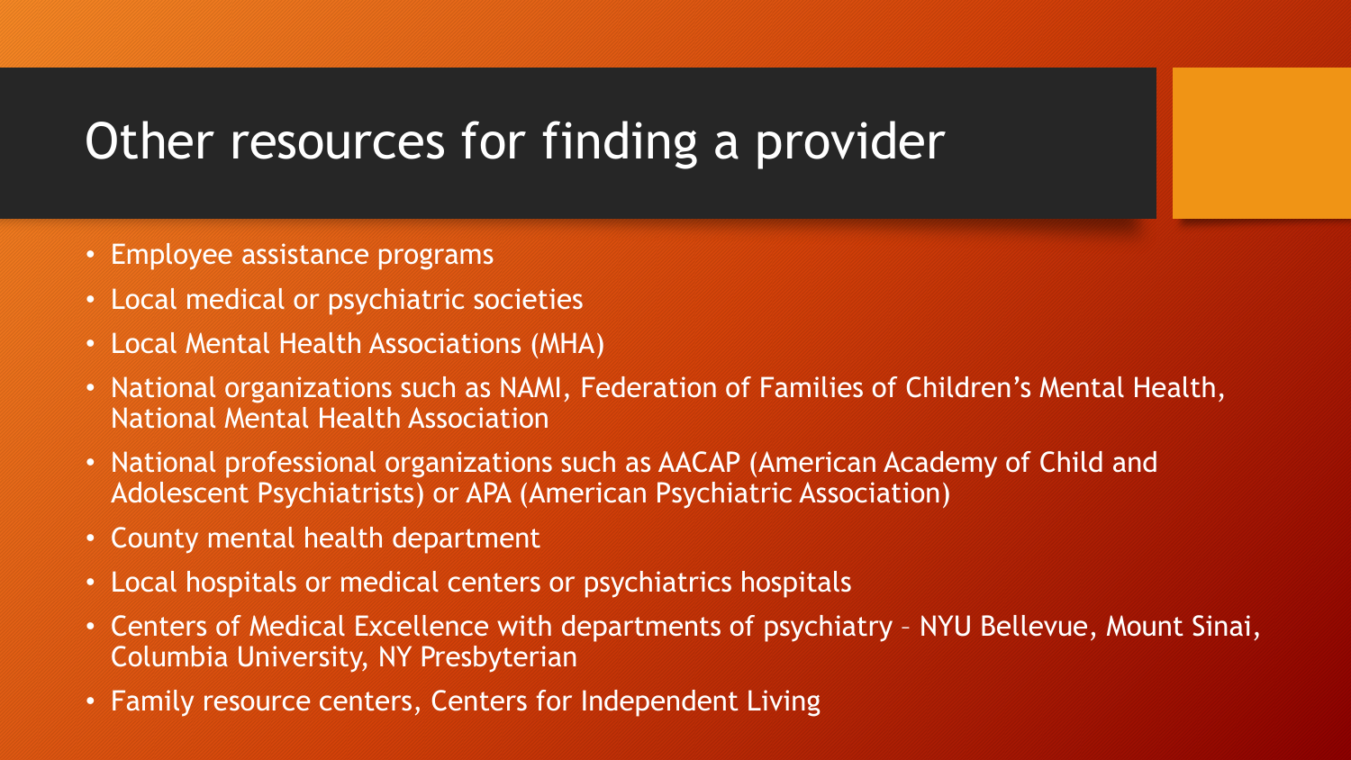# Other resources for finding a provider

- Employee assistance programs
- Local medical or psychiatric societies
- Local Mental Health Associations (MHA)
- National organizations such as NAMI, Federation of Families of Children's Mental Health, National Mental Health Association
- National professional organizations such as AACAP (American Academy of Child and Adolescent Psychiatrists) or APA (American Psychiatric Association)
- County mental health department
- Local hospitals or medical centers or psychiatrics hospitals
- Centers of Medical Excellence with departments of psychiatry – NYU Bellevue, Mount Sinai, Columbia University, NY Presbyterian
- Family resource centers, Centers for Independent Living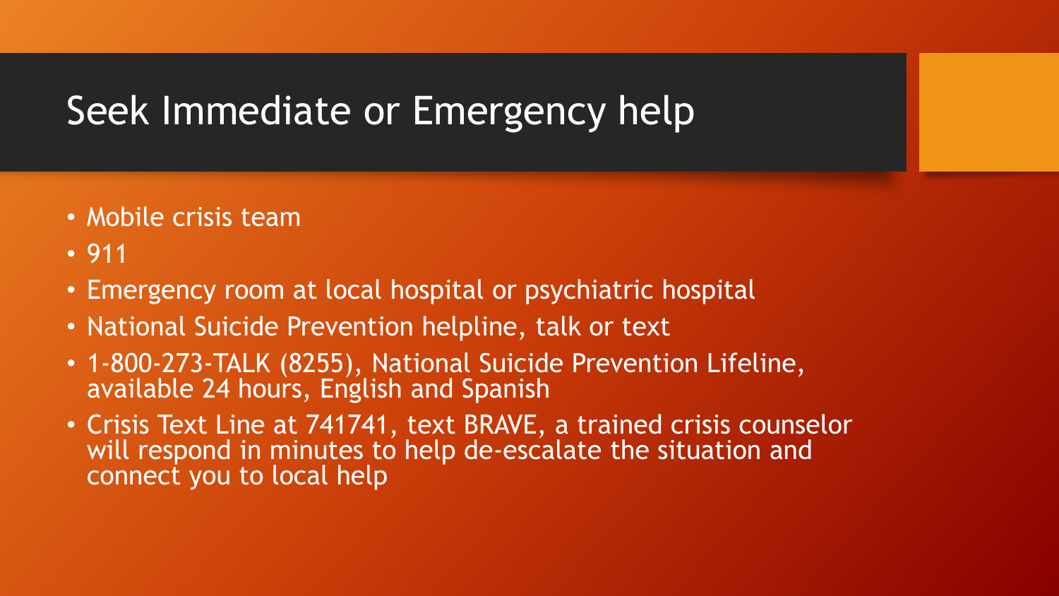# Seek Immediate or Emergency help

- Mobile crisis team
- 911
- Emergency room at local hospital or psychiatric hospital
- National Suicide Prevention helpline, talk or text
- 1-800-273-TALK (8255), National Suicide Prevention Lifeline, available 24 hours, English and Spanish
- Crisis Text Line at 741741, text BRAVE, a trained crisis counselor will respond in minutes to help de-escalate the situation and connect you to local help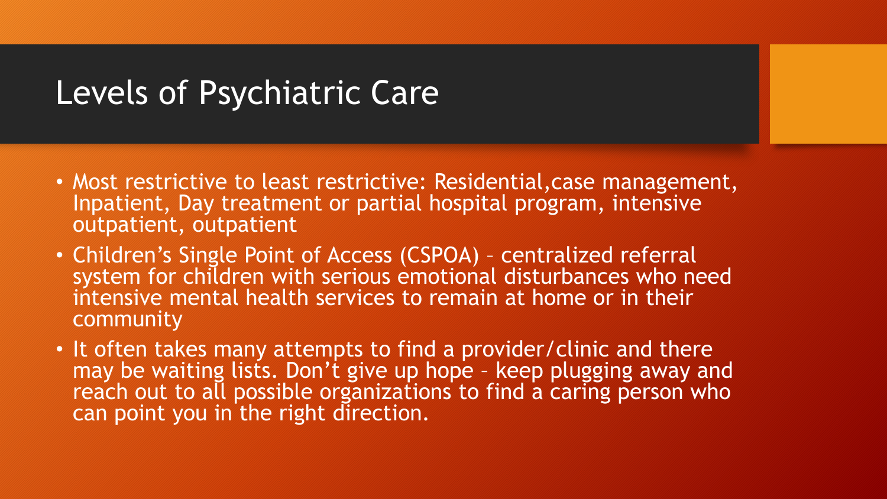# Levels of Psychiatric Care

- Most restrictive to least restrictive: Residential,case management, Inpatient, Day treatment or partial hospital program, intensive outpatient, outpatient
- Children's Single Point of Access (CSPOA) – centralized referral system for children with serious emotional disturbances who need intensive mental health services to remain at home or in their community
- It often takes many attempts to find a provider/clinic and there may be waiting lists. Don't give up hope – keep plugging away and reach out to all possible organizations to find a caring person who can point you in the right direction.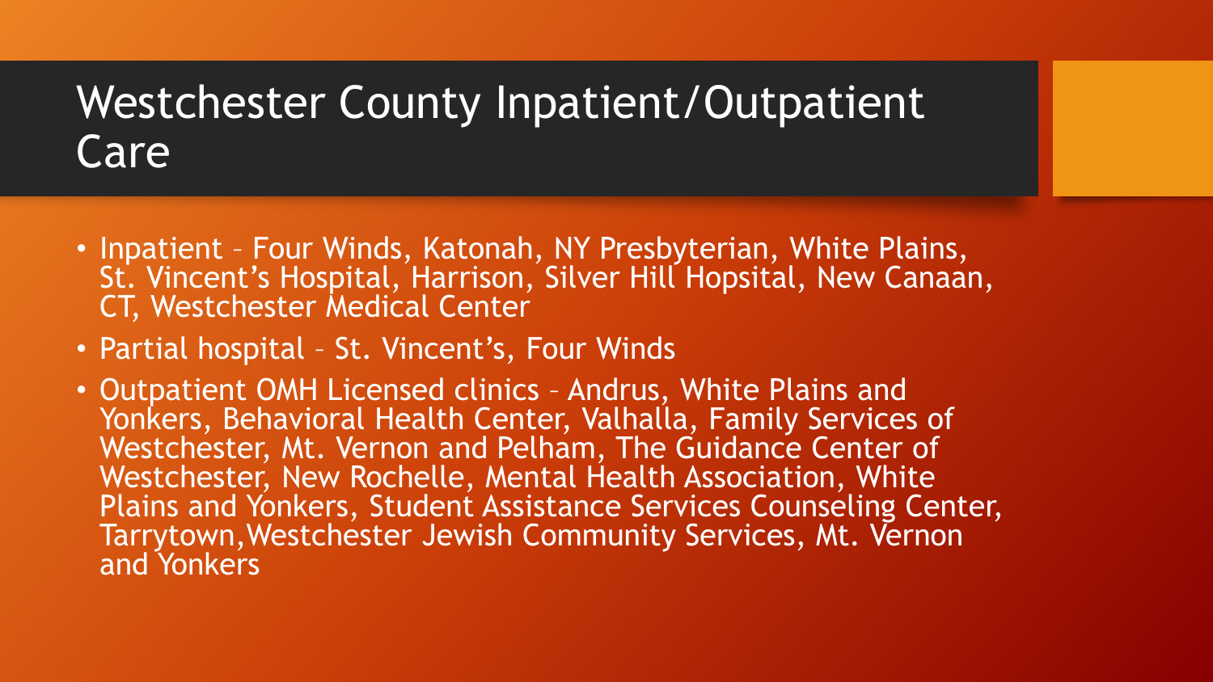# Westchester County Inpatient/Outpatient Care

- Inpatient – Four Winds, Katonah, NY Presbyterian, White Plains, St. Vincent's Hospital, Harrison, Silver Hill Hopsital, New Canaan, CT, Westchester Medical Center
- Partial hospital – St. Vincent's, Four Winds
- Outpatient OMH Licensed clinics – Andrus, White Plains and Yonkers, Behavioral Health Center, Valhalla, Family Services of Westchester, Mt. Vernon and Pelham, The Guidance Center of Westchester, New Rochelle, Mental Health Association, White Plains and Yonkers, Student Assistance Services Counseling Center, Tarrytown,Westchester Jewish Community Services, Mt. Vernon and Yonkers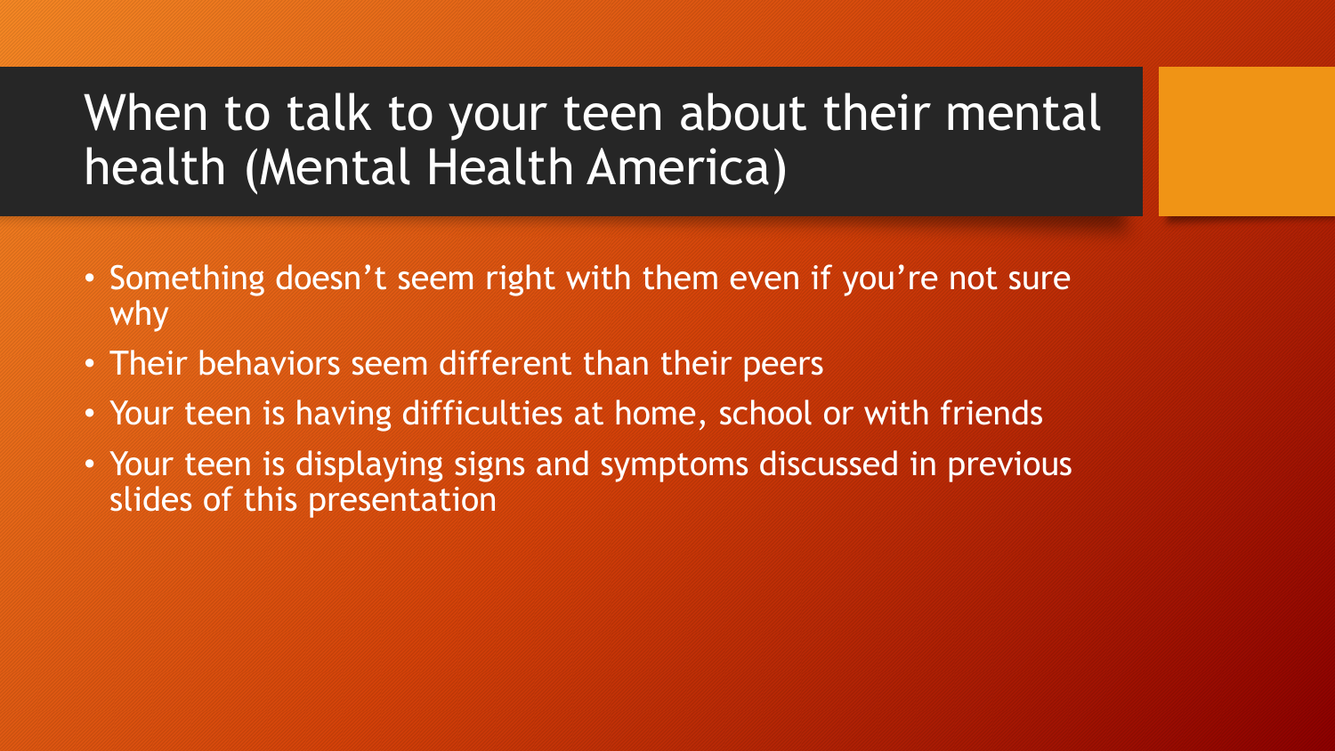# When to talk to your teen about their mental health (Mental Health America)

- Something doesn't seem right with them even if you're not sure why
- Their behaviors seem different than their peers
- Your teen is having difficulties at home, school or with friends
- Your teen is displaying signs and symptoms discussed in previous slides of this presentation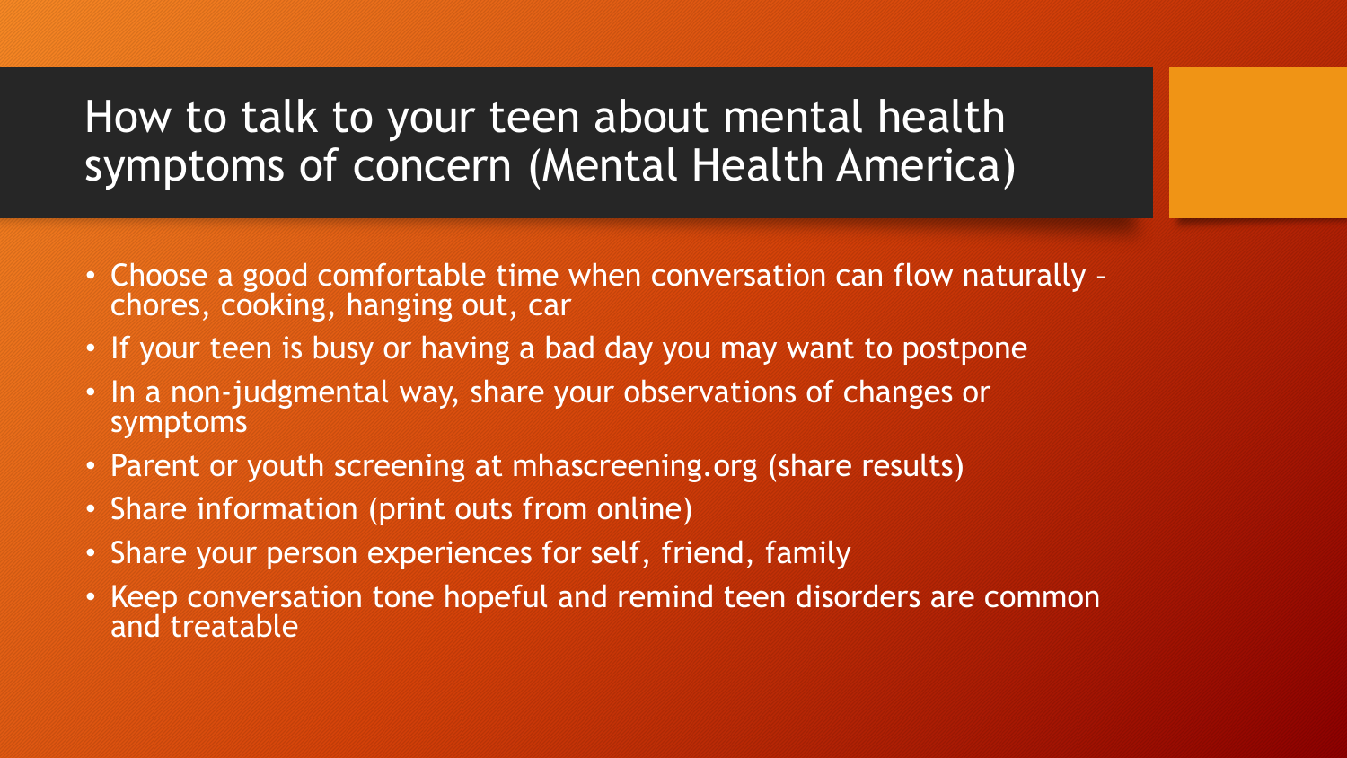# How to talk to your teen about mental health symptoms of concern (Mental Health America)

- Choose a good comfortable time when conversation can flow naturally – chores, cooking, hanging out, car
- If your teen is busy or having a bad day you may want to postpone
- In a non-judgmental way, share your observations of changes or symptoms
- Parent or youth screening at mhascreening.org (share results)
- Share information (print outs from online)
- Share your person experiences for self, friend, family
- Keep conversation tone hopeful and remind teen disorders are common and treatable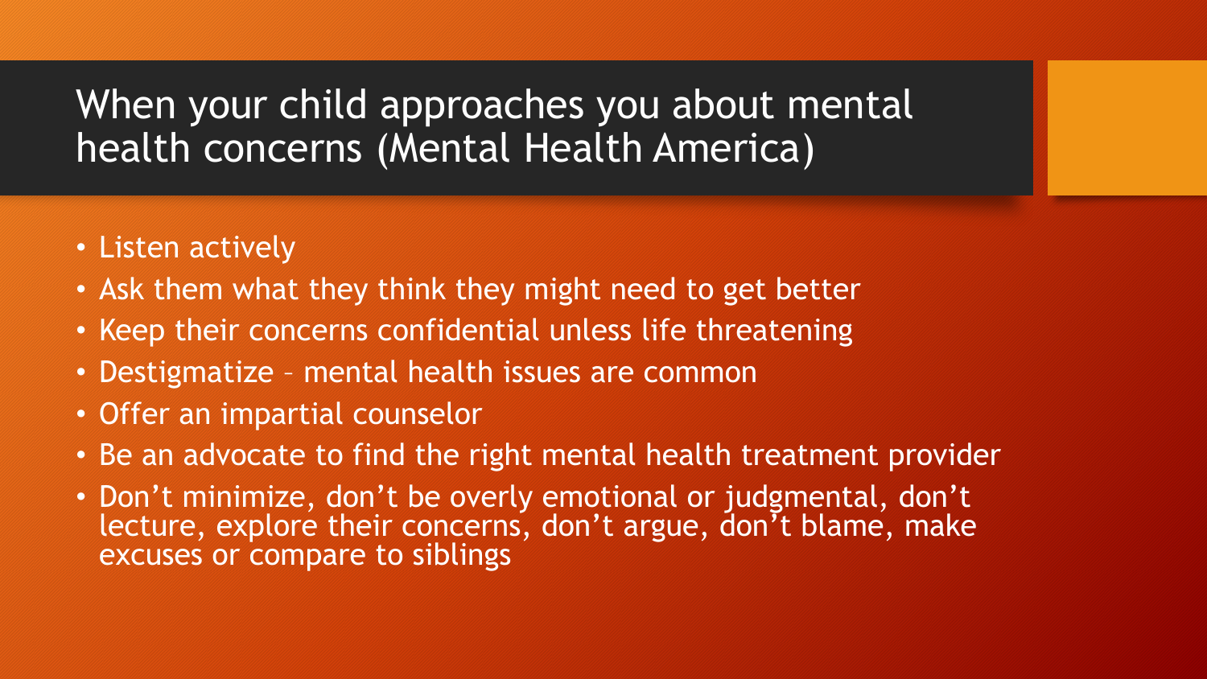# When your child approaches you about mental health concerns (Mental Health America)

- Listen actively
- Ask them what they think they might need to get better
- Keep their concerns confidential unless life threatening
- Destigmatize – mental health issues are common
- Offer an impartial counselor
- Be an advocate to find the right mental health treatment provider
- Don't minimize, don't be overly emotional or judgmental, don't lecture, explore their concerns, don't argue, don't blame, make excuses or compare to siblings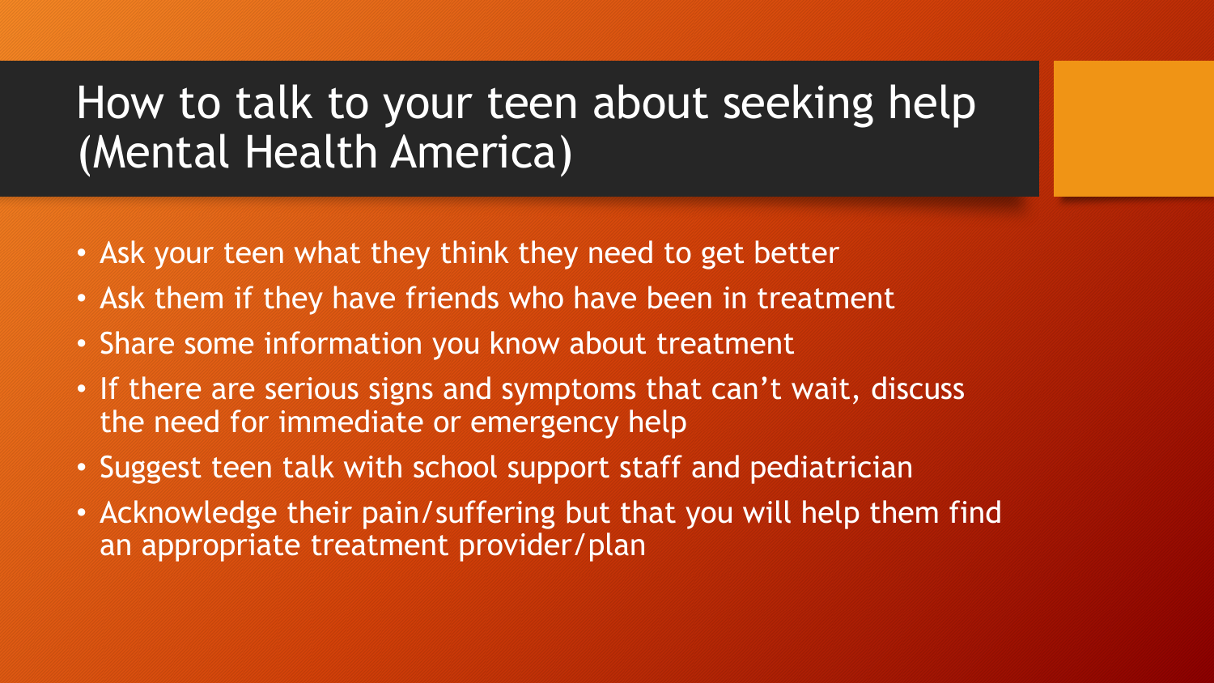# How to talk to your teen about seeking help (Mental Health America)

- Ask your teen what they think they need to get better
- Ask them if they have friends who have been in treatment
- Share some information you know about treatment
- If there are serious signs and symptoms that can't wait, discuss the need for immediate or emergency help
- Suggest teen talk with school support staff and pediatrician
- Acknowledge their pain/suffering but that you will help them find an appropriate treatment provider/plan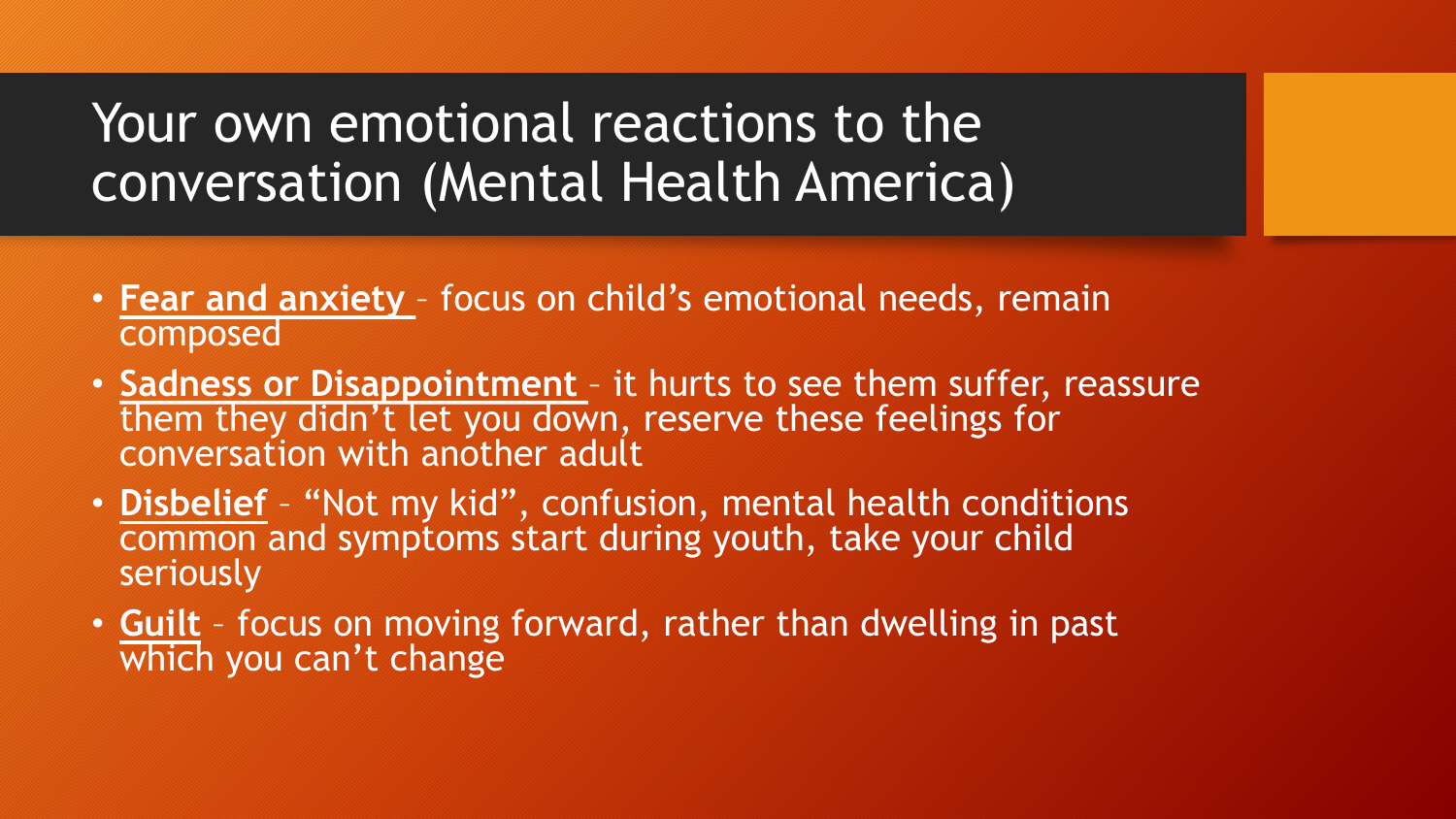# Your own emotional reactions to the conversation (Mental Health America)

- **Fear and anxiety** – focus on child's emotional needs, remain composed
- **Sadness or Disappointment** – it hurts to see them suffer, reassure them they didn't let you down, reserve these feelings for conversation with another adult
- **Disbelief** – "Not my kid", confusion, mental health conditions common and symptoms start during youth, take your child seriously
- **Guilt** – focus on moving forward, rather than dwelling in past which you can't change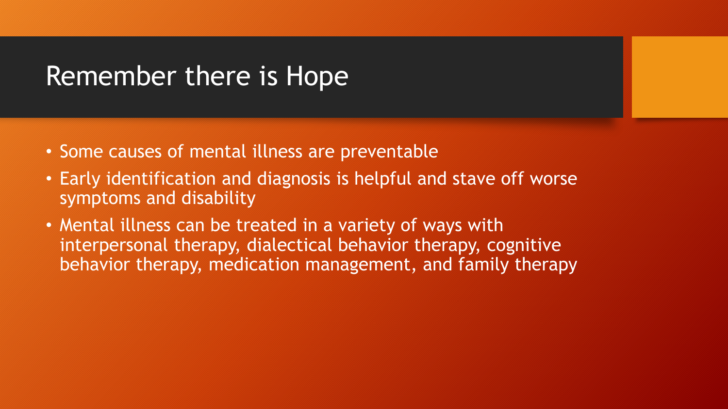# Remember there is Hope

- Some causes of mental illness are preventable
- Early identification and diagnosis is helpful and stave off worse symptoms and disability
- Mental illness can be treated in a variety of ways with interpersonal therapy, dialectical behavior therapy, cognitive behavior therapy, medication management, and family therapy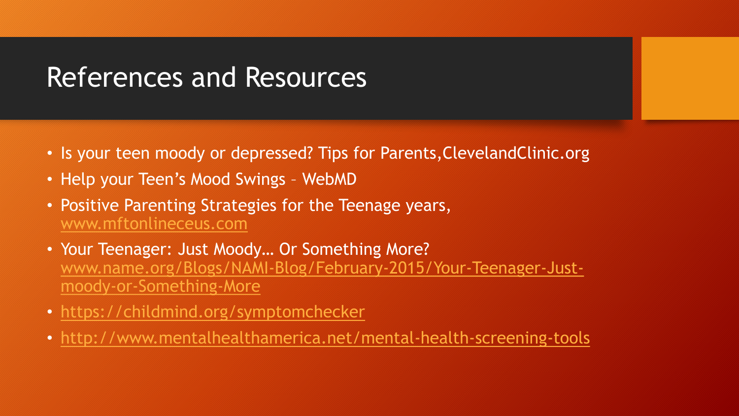# References and Resources

- Is your teen moody or depressed? Tips for Parents,ClevelandClinic.org
- Help your Teen's Mood Swings – WebMD
- Positive Parenting Strategies for the Teenage years, www.mftonlineceus.com
- Your Teenager: Just Moody… Or Something More? www.name.org/Blogs/NAMI-Blog/February-2015/Your-Teenager-Just-moody-or-Something-More
- https://childmind.org/symptomchecker
- http://www.mentalhealthamerica.net/mental-health-screening-tools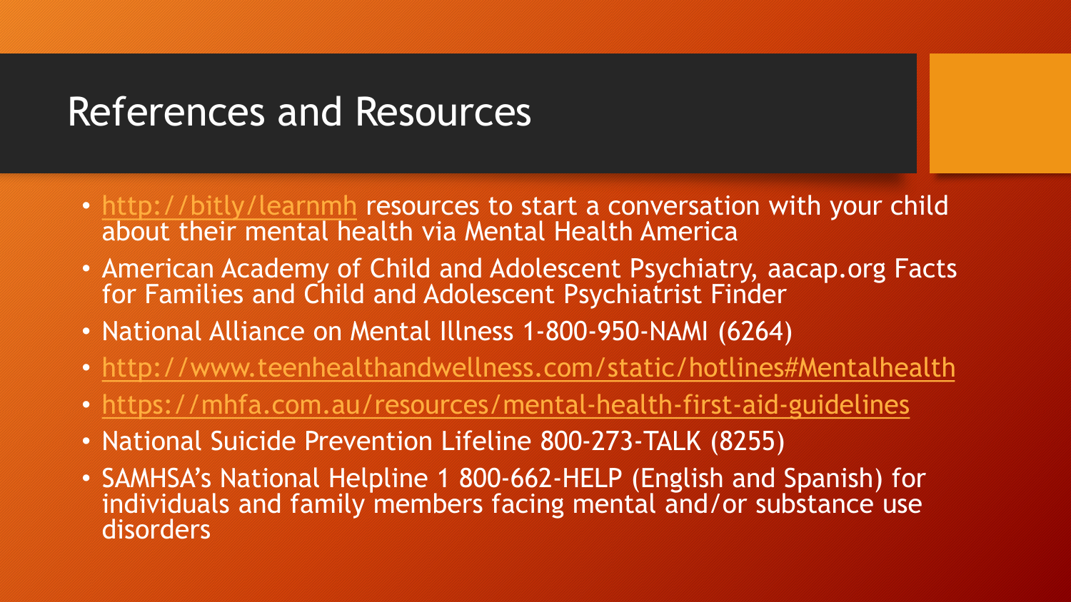# References and Resources

- http://bitly/learnmh resources to start a conversation with your child about their mental health via Mental Health America
- American Academy of Child and Adolescent Psychiatry, aacap.org Facts for Families and Child and Adolescent Psychiatrist Finder
- National Alliance on Mental Illness 1-800-950-NAMI (6264)
- http://www.teenhealthandwellness.com/static/hotlines#Mentalhealth
- https://mhfa.com.au/resources/mental-health-first-aid-guidelines
- National Suicide Prevention Lifeline 800-273-TALK (8255)
- SAMHSA's National Helpline 1 800-662-HELP (English and Spanish) for individuals and family members facing mental and/or substance use disorders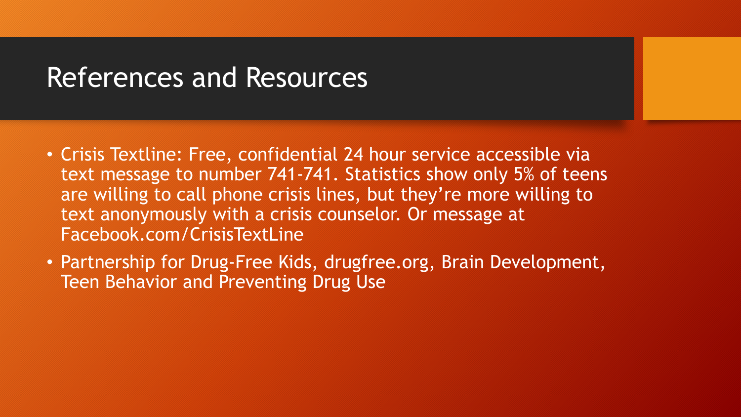# References and Resources

- Crisis Textline: Free, confidential 24 hour service accessible via text message to number 741-741. Statistics show only 5% of teens are willing to call phone crisis lines, but they're more willing to text anonymously with a crisis counselor. Or message at Facebook.com/CrisisTextLine
- Partnership for Drug-Free Kids, drugfree.org, Brain Development, Teen Behavior and Preventing Drug Use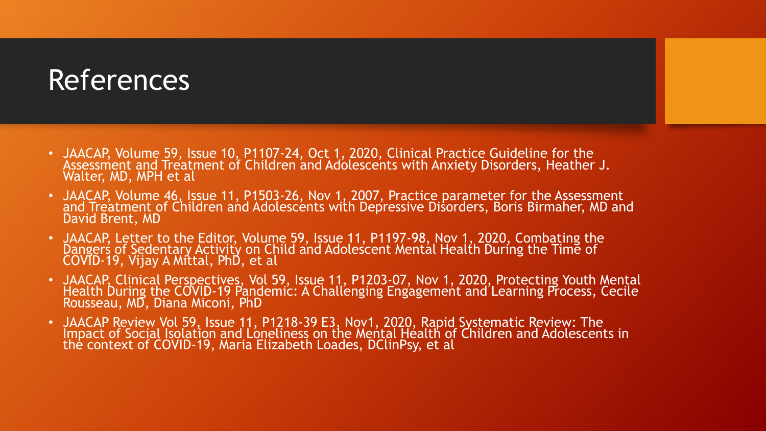# References

- JAACAP, Volume 59, Issue 10, P1107-24, Oct 1, 2020, Clinical Practice Guideline for the Assessment and Treatment of Children and Adolescents with Anxiety Disorders, Heather J. Walter, MD, MPH et al
- JAACAP, Volume 46, Issue 11, P1503-26, Nov 1, 2007, Practice parameter for the Assessment and Treatment of Children and Adolescents with Depressive Disorders, Boris Birmaher, MD and David Brent, MD
- JAACAP, Letter to the Editor, Volume 59, Issue 11, P1197-98, Nov 1, 2020, Combating the Dangers of Sedentary Activity on Child and Adolescent Mental Health During the Time of COVID-19, Vijay A Mittal, PhD, et al
- JAACAP, Clinical Perspectives, Vol 59, Issue 11, P1203-07, Nov 1, 2020, Protecting Youth Mental Health During the COVID-19 Pandemic: A Challenging Engagement and Learning Process, Cecile Rousseau, MD, Diana Miconi, PhD
- JAACAP Review Vol 59, Issue 11, P1218-39 E3, Nov1, 2020, Rapid Systematic Review: The Impact of Social Isolation and Loneliness on the Mental Health of Children and Adolescents in the context of COVID-19, Maria Elizabeth Loades, DClinPsy, et al